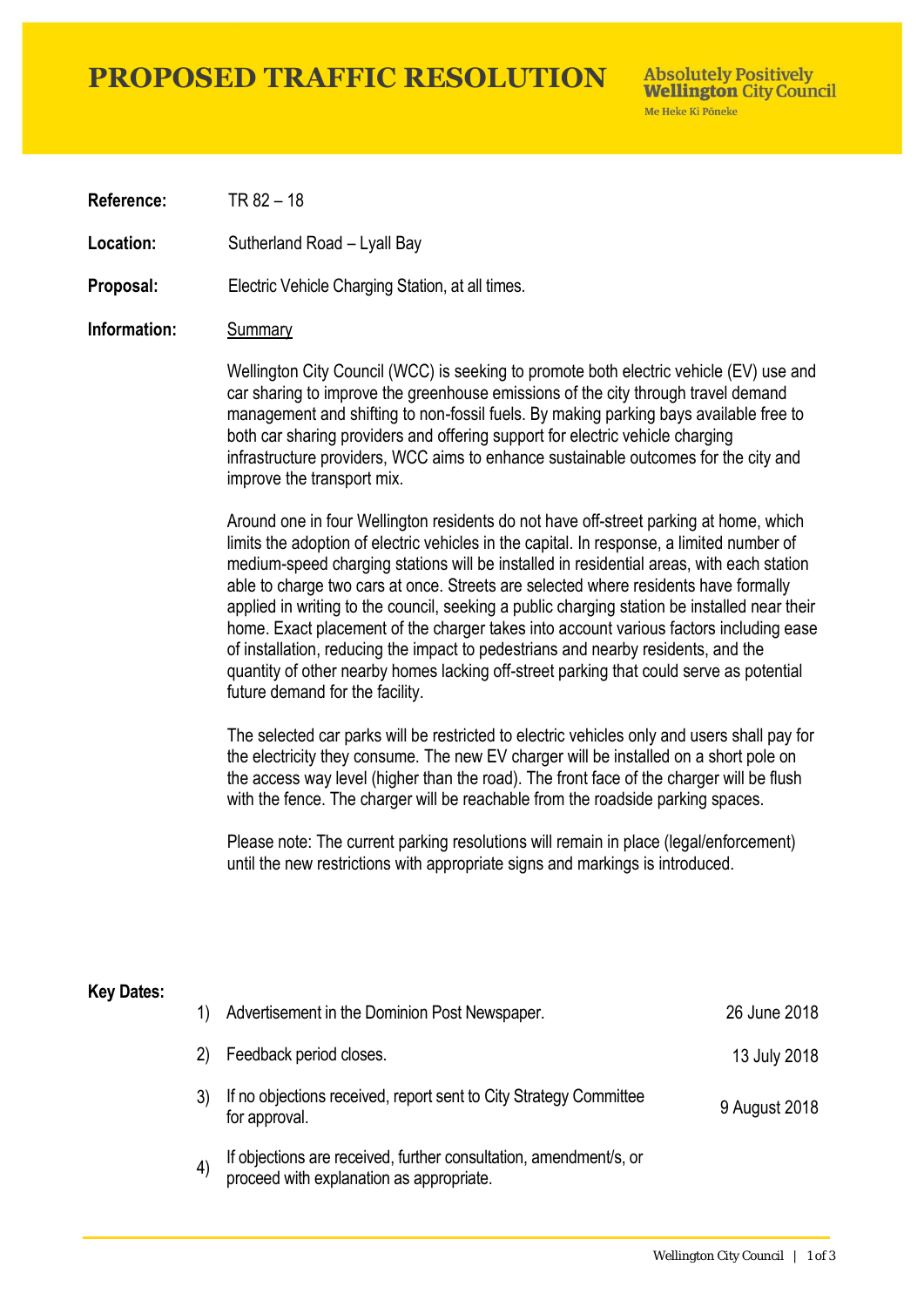# PROPOSED TRAFFIC RESOLUTION

**Absolutely Positively Wellington City Council**
Me Heke Ki Pōneke

**Reference:** TR 82 – 18

**Location:** Sutherland Road – Lyall Bay

**Proposal:** Electric Vehicle Charging Station, at all times.

**Information:** Summary

Wellington City Council (WCC) is seeking to promote both electric vehicle (EV) use and car sharing to improve the greenhouse emissions of the city through travel demand management and shifting to non-fossil fuels. By making parking bays available free to both car sharing providers and offering support for electric vehicle charging infrastructure providers, WCC aims to enhance sustainable outcomes for the city and improve the transport mix.

Around one in four Wellington residents do not have off-street parking at home, which limits the adoption of electric vehicles in the capital. In response, a limited number of medium-speed charging stations will be installed in residential areas, with each station able to charge two cars at once. Streets are selected where residents have formally applied in writing to the council, seeking a public charging station be installed near their home. Exact placement of the charger takes into account various factors including ease of installation, reducing the impact to pedestrians and nearby residents, and the quantity of other nearby homes lacking off-street parking that could serve as potential future demand for the facility.

The selected car parks will be restricted to electric vehicles only and users shall pay for the electricity they consume. The new EV charger will be installed on a short pole on the access way level (higher than the road). The front face of the charger will be flush with the fence. The charger will be reachable from the roadside parking spaces.

Please note: The current parking resolutions will remain in place (legal/enforcement) until the new restrictions with appropriate signs and markings is introduced.

**Key Dates:**

1) Advertisement in the Dominion Post Newspaper. — 26 June 2018
2) Feedback period closes. — 13 July 2018
3) If no objections received, report sent to City Strategy Committee for approval. — 9 August 2018
4) If objections are received, further consultation, amendment/s, or proceed with explanation as appropriate.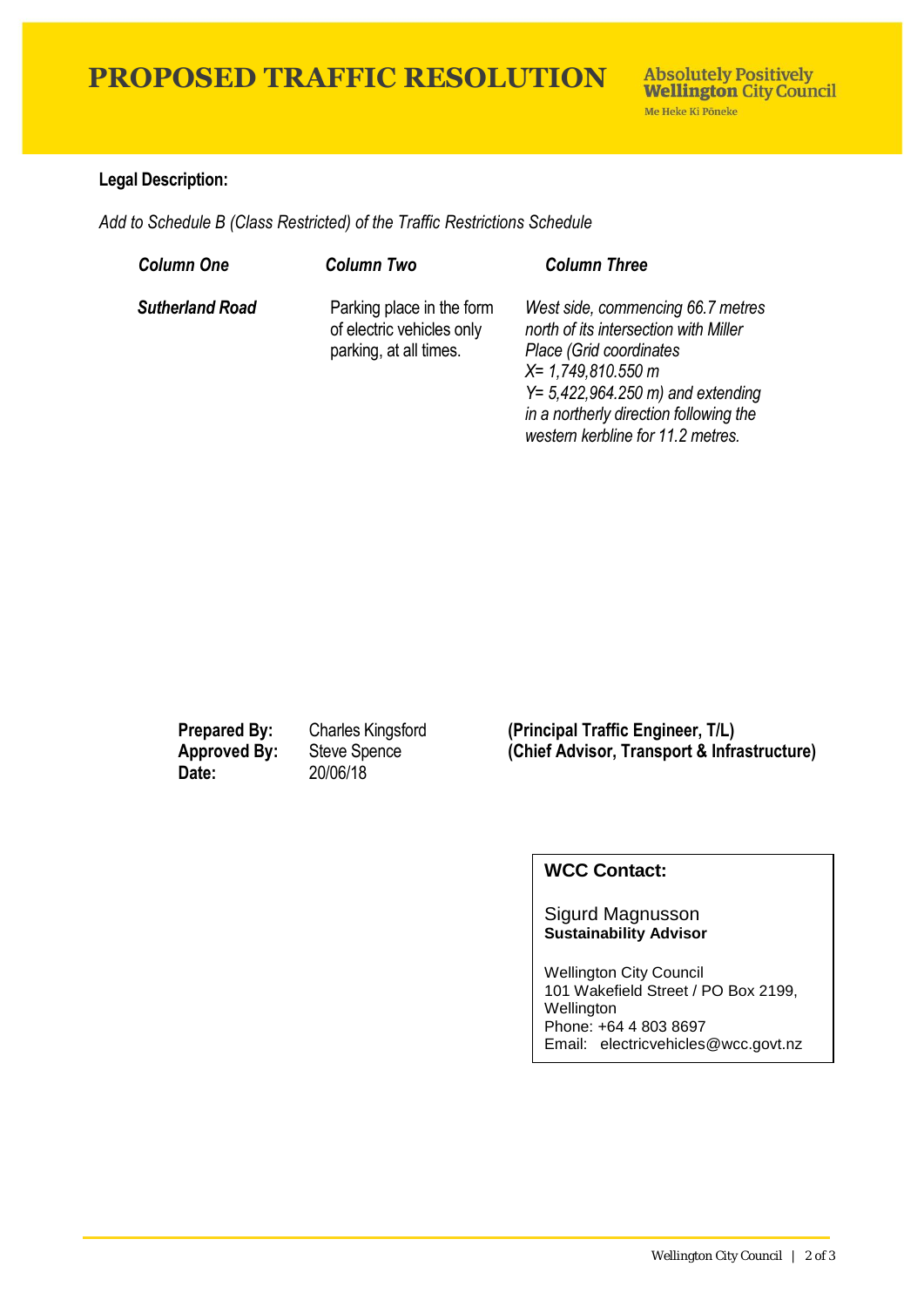# PROPOSED TRAFFIC RESOLUTION

Absolutely Positively **Wellington** City Council
Me Heke Ki Pōneke

**Legal Description:**

*Add to Schedule B (Class Restricted) of the Traffic Restrictions Schedule*

| *Column One* | *Column Two* | *Column Three* |
|---|---|---|
| ***Sutherland Road*** | Parking place in the form of electric vehicles only parking, at all times. | *West side, commencing 66.7 metres north of its intersection with Miller Place (Grid coordinates X= 1,749,810.550 m Y= 5,422,964.250 m) and extending in a northerly direction following the western kerbline for 11.2 metres.* |

| | | |
|---|---|---|
| **Prepared By:** | Charles Kingsford | **(Principal Traffic Engineer, T/L)** |
| **Approved By:** | Steve Spence | **(Chief Advisor, Transport & Infrastructure)** |
| **Date:** | 20/06/18 | |

**WCC Contact:**

Sigurd Magnusson
**Sustainability Advisor**

Wellington City Council
101 Wakefield Street / PO Box 2199, Wellington
Phone: +64 4 803 8697
Email: electricvehicles@wcc.govt.nz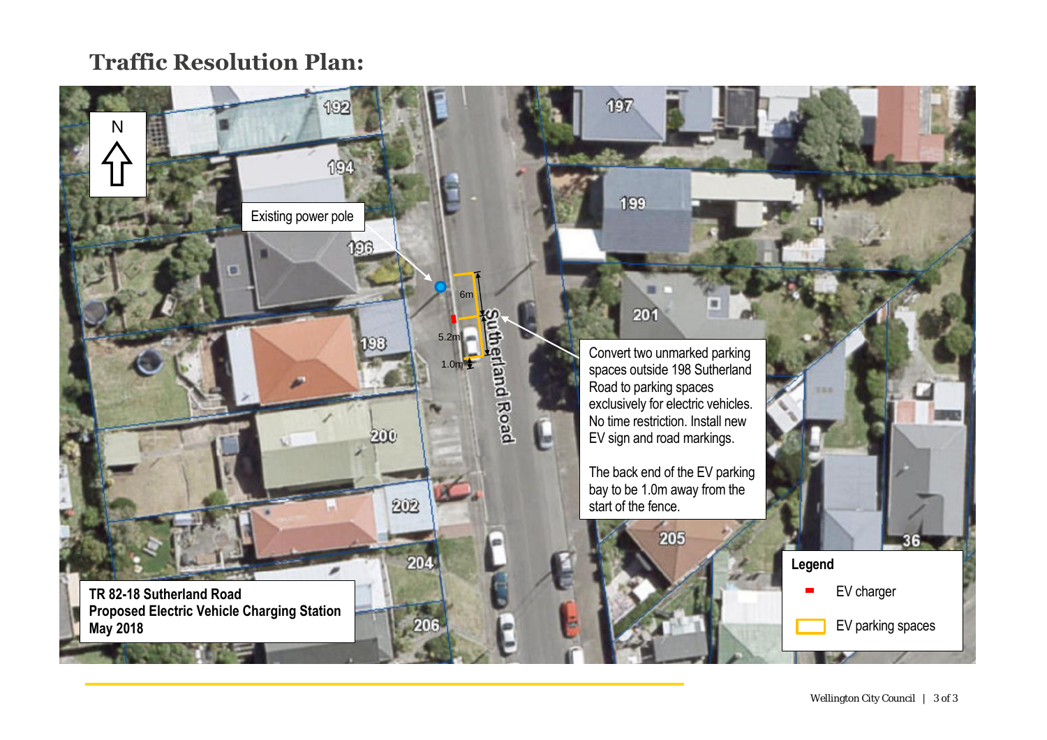# Traffic Resolution Plan:

N

Existing power pole

6m

5.2m

1.0m

Sutherland Road

192

194

196

198

200

202

204

206

197

199

201

205

36

Convert two unmarked parking spaces outside 198 Sutherland Road to parking spaces exclusively for electric vehicles. No time restriction. Install new EV sign and road markings.

The back end of the EV parking bay to be 1.0m away from the start of the fence.

**TR 82-18 Sutherland Road**
**Proposed Electric Vehicle Charging Station**
**May 2018**

**Legend**

EV charger

EV parking spaces